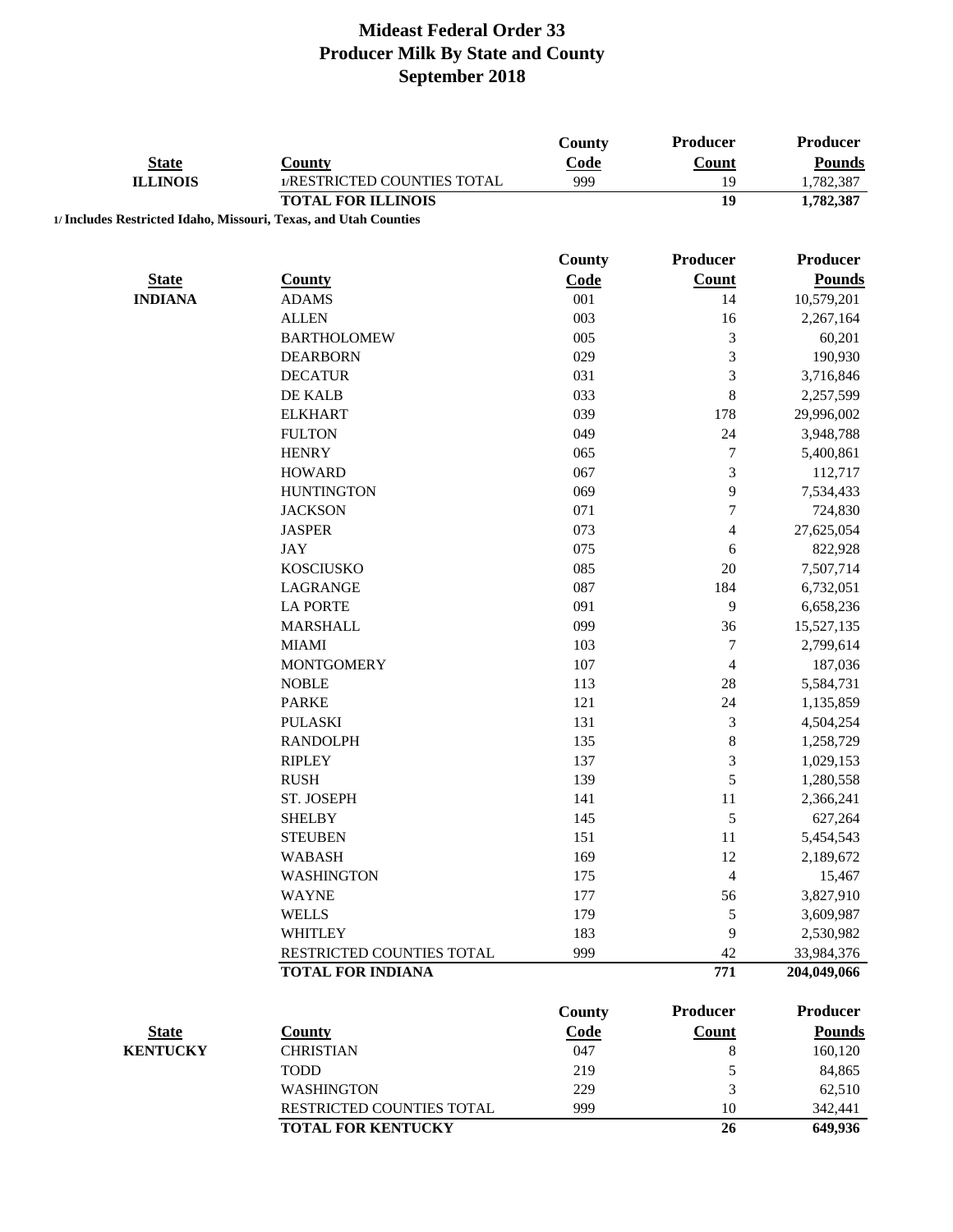# Mideast Federal Order 33
# Producer Milk By State and County
# September 2018

| State | County | County Code | Producer Count | Producer Pounds |
|---|---|---|---|---|
| **ILLINOIS** | 1/RESTRICTED COUNTIES TOTAL | 999 | 19 | 1,782,387 |
| | **TOTAL FOR ILLINOIS** | | **19** | **1,782,387** |

**1/ Includes Restricted Idaho, Missouri, Texas, and Utah Counties**

| State | County | County Code | Producer Count | Producer Pounds |
|---|---|---|---|---|
| **INDIANA** | ADAMS | 001 | 14 | 10,579,201 |
| | ALLEN | 003 | 16 | 2,267,164 |
| | BARTHOLOMEW | 005 | 3 | 60,201 |
| | DEARBORN | 029 | 3 | 190,930 |
| | DECATUR | 031 | 3 | 3,716,846 |
| | DE KALB | 033 | 8 | 2,257,599 |
| | ELKHART | 039 | 178 | 29,996,002 |
| | FULTON | 049 | 24 | 3,948,788 |
| | HENRY | 065 | 7 | 5,400,861 |
| | HOWARD | 067 | 3 | 112,717 |
| | HUNTINGTON | 069 | 9 | 7,534,433 |
| | JACKSON | 071 | 7 | 724,830 |
| | JASPER | 073 | 4 | 27,625,054 |
| | JAY | 075 | 6 | 822,928 |
| | KOSCIUSKO | 085 | 20 | 7,507,714 |
| | LAGRANGE | 087 | 184 | 6,732,051 |
| | LA PORTE | 091 | 9 | 6,658,236 |
| | MARSHALL | 099 | 36 | 15,527,135 |
| | MIAMI | 103 | 7 | 2,799,614 |
| | MONTGOMERY | 107 | 4 | 187,036 |
| | NOBLE | 113 | 28 | 5,584,731 |
| | PARKE | 121 | 24 | 1,135,859 |
| | PULASKI | 131 | 3 | 4,504,254 |
| | RANDOLPH | 135 | 8 | 1,258,729 |
| | RIPLEY | 137 | 3 | 1,029,153 |
| | RUSH | 139 | 5 | 1,280,558 |
| | ST. JOSEPH | 141 | 11 | 2,366,241 |
| | SHELBY | 145 | 5 | 627,264 |
| | STEUBEN | 151 | 11 | 5,454,543 |
| | WABASH | 169 | 12 | 2,189,672 |
| | WASHINGTON | 175 | 4 | 15,467 |
| | WAYNE | 177 | 56 | 3,827,910 |
| | WELLS | 179 | 5 | 3,609,987 |
| | WHITLEY | 183 | 9 | 2,530,982 |
| | RESTRICTED COUNTIES TOTAL | 999 | 42 | 33,984,376 |
| | **TOTAL FOR INDIANA** | | **771** | **204,049,066** |

| State | County | County Code | Producer Count | Producer Pounds |
|---|---|---|---|---|
| **KENTUCKY** | CHRISTIAN | 047 | 8 | 160,120 |
| | TODD | 219 | 5 | 84,865 |
| | WASHINGTON | 229 | 3 | 62,510 |
| | RESTRICTED COUNTIES TOTAL | 999 | 10 | 342,441 |
| | **TOTAL FOR KENTUCKY** | | **26** | **649,936** |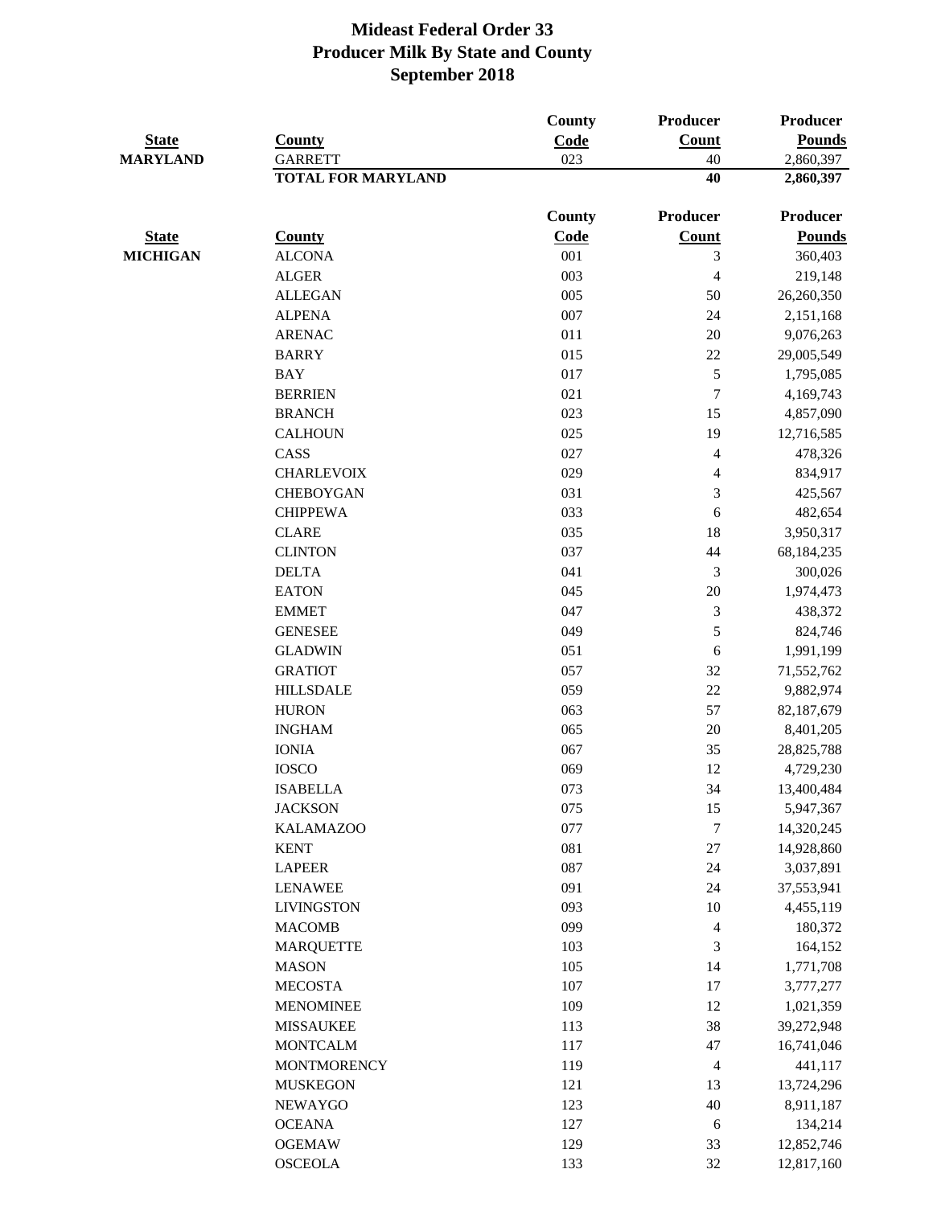# Mideast Federal Order 33
## Producer Milk By State and County
## September 2018

| State | County | County Code | Producer Count | Producer Pounds |
|---|---|---|---|---|
| **MARYLAND** | GARRETT | 023 | 40 | 2,860,397 |
| | **TOTAL FOR MARYLAND** | | **40** | **2,860,397** |

| State | County | County Code | Producer Count | Producer Pounds |
|---|---|---|---|---|
| **MICHIGAN** | ALCONA | 001 | 3 | 360,403 |
| | ALGER | 003 | 4 | 219,148 |
| | ALLEGAN | 005 | 50 | 26,260,350 |
| | ALPENA | 007 | 24 | 2,151,168 |
| | ARENAC | 011 | 20 | 9,076,263 |
| | BARRY | 015 | 22 | 29,005,549 |
| | BAY | 017 | 5 | 1,795,085 |
| | BERRIEN | 021 | 7 | 4,169,743 |
| | BRANCH | 023 | 15 | 4,857,090 |
| | CALHOUN | 025 | 19 | 12,716,585 |
| | CASS | 027 | 4 | 478,326 |
| | CHARLEVOIX | 029 | 4 | 834,917 |
| | CHEBOYGAN | 031 | 3 | 425,567 |
| | CHIPPEWA | 033 | 6 | 482,654 |
| | CLARE | 035 | 18 | 3,950,317 |
| | CLINTON | 037 | 44 | 68,184,235 |
| | DELTA | 041 | 3 | 300,026 |
| | EATON | 045 | 20 | 1,974,473 |
| | EMMET | 047 | 3 | 438,372 |
| | GENESEE | 049 | 5 | 824,746 |
| | GLADWIN | 051 | 6 | 1,991,199 |
| | GRATIOT | 057 | 32 | 71,552,762 |
| | HILLSDALE | 059 | 22 | 9,882,974 |
| | HURON | 063 | 57 | 82,187,679 |
| | INGHAM | 065 | 20 | 8,401,205 |
| | IONIA | 067 | 35 | 28,825,788 |
| | IOSCO | 069 | 12 | 4,729,230 |
| | ISABELLA | 073 | 34 | 13,400,484 |
| | JACKSON | 075 | 15 | 5,947,367 |
| | KALAMAZOO | 077 | 7 | 14,320,245 |
| | KENT | 081 | 27 | 14,928,860 |
| | LAPEER | 087 | 24 | 3,037,891 |
| | LENAWEE | 091 | 24 | 37,553,941 |
| | LIVINGSTON | 093 | 10 | 4,455,119 |
| | MACOMB | 099 | 4 | 180,372 |
| | MARQUETTE | 103 | 3 | 164,152 |
| | MASON | 105 | 14 | 1,771,708 |
| | MECOSTA | 107 | 17 | 3,777,277 |
| | MENOMINEE | 109 | 12 | 1,021,359 |
| | MISSAUKEE | 113 | 38 | 39,272,948 |
| | MONTCALM | 117 | 47 | 16,741,046 |
| | MONTMORENCY | 119 | 4 | 441,117 |
| | MUSKEGON | 121 | 13 | 13,724,296 |
| | NEWAYGO | 123 | 40 | 8,911,187 |
| | OCEANA | 127 | 6 | 134,214 |
| | OGEMAW | 129 | 33 | 12,852,746 |
| | OSCEOLA | 133 | 32 | 12,817,160 |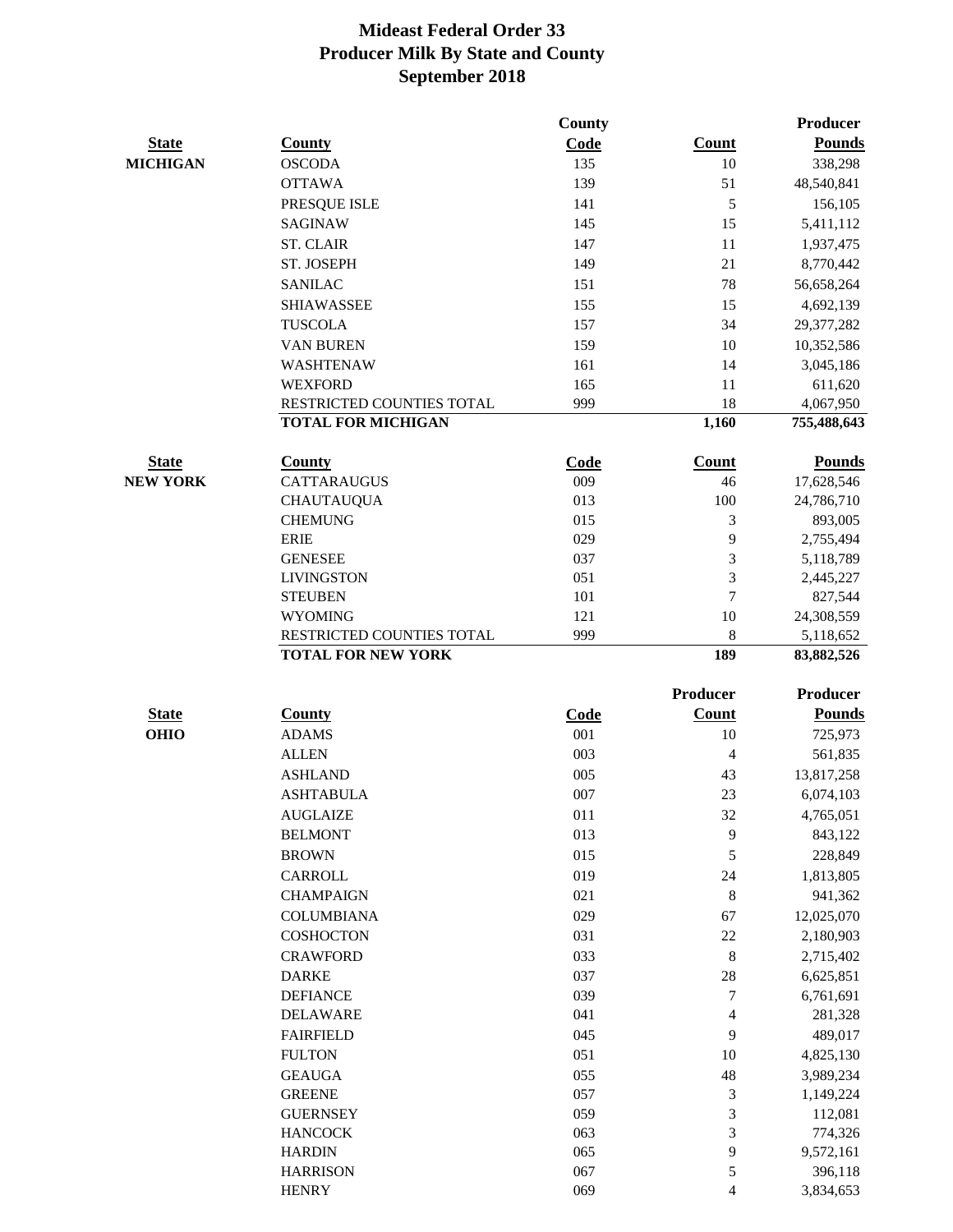# Mideast Federal Order 33
## Producer Milk By State and County
## September 2018

| State | County | County Code | Count | Producer Pounds |
|---|---|---|---|---|
| MICHIGAN | OSCODA | 135 | 10 | 338,298 |
| | OTTAWA | 139 | 51 | 48,540,841 |
| | PRESQUE ISLE | 141 | 5 | 156,105 |
| | SAGINAW | 145 | 15 | 5,411,112 |
| | ST. CLAIR | 147 | 11 | 1,937,475 |
| | ST. JOSEPH | 149 | 21 | 8,770,442 |
| | SANILAC | 151 | 78 | 56,658,264 |
| | SHIAWASSEE | 155 | 15 | 4,692,139 |
| | TUSCOLA | 157 | 34 | 29,377,282 |
| | VAN BUREN | 159 | 10 | 10,352,586 |
| | WASHTENAW | 161 | 14 | 3,045,186 |
| | WEXFORD | 165 | 11 | 611,620 |
| | RESTRICTED COUNTIES TOTAL | 999 | 18 | 4,067,950 |
| | **TOTAL FOR MICHIGAN** | | **1,160** | **755,488,643** |

| State | County | Code | Count | Pounds |
|---|---|---|---|---|
| NEW YORK | CATTARAUGUS | 009 | 46 | 17,628,546 |
| | CHAUTAUQUA | 013 | 100 | 24,786,710 |
| | CHEMUNG | 015 | 3 | 893,005 |
| | ERIE | 029 | 9 | 2,755,494 |
| | GENESEE | 037 | 3 | 5,118,789 |
| | LIVINGSTON | 051 | 3 | 2,445,227 |
| | STEUBEN | 101 | 7 | 827,544 |
| | WYOMING | 121 | 10 | 24,308,559 |
| | RESTRICTED COUNTIES TOTAL | 999 | 8 | 5,118,652 |
| | **TOTAL FOR NEW YORK** | | **189** | **83,882,526** |

| State | County | Code | Producer Count | Producer Pounds |
|---|---|---|---|---|
| OHIO | ADAMS | 001 | 10 | 725,973 |
| | ALLEN | 003 | 4 | 561,835 |
| | ASHLAND | 005 | 43 | 13,817,258 |
| | ASHTABULA | 007 | 23 | 6,074,103 |
| | AUGLAIZE | 011 | 32 | 4,765,051 |
| | BELMONT | 013 | 9 | 843,122 |
| | BROWN | 015 | 5 | 228,849 |
| | CARROLL | 019 | 24 | 1,813,805 |
| | CHAMPAIGN | 021 | 8 | 941,362 |
| | COLUMBIANA | 029 | 67 | 12,025,070 |
| | COSHOCTON | 031 | 22 | 2,180,903 |
| | CRAWFORD | 033 | 8 | 2,715,402 |
| | DARKE | 037 | 28 | 6,625,851 |
| | DEFIANCE | 039 | 7 | 6,761,691 |
| | DELAWARE | 041 | 4 | 281,328 |
| | FAIRFIELD | 045 | 9 | 489,017 |
| | FULTON | 051 | 10 | 4,825,130 |
| | GEAUGA | 055 | 48 | 3,989,234 |
| | GREENE | 057 | 3 | 1,149,224 |
| | GUERNSEY | 059 | 3 | 112,081 |
| | HANCOCK | 063 | 3 | 774,326 |
| | HARDIN | 065 | 9 | 9,572,161 |
| | HARRISON | 067 | 5 | 396,118 |
| | HENRY | 069 | 4 | 3,834,653 |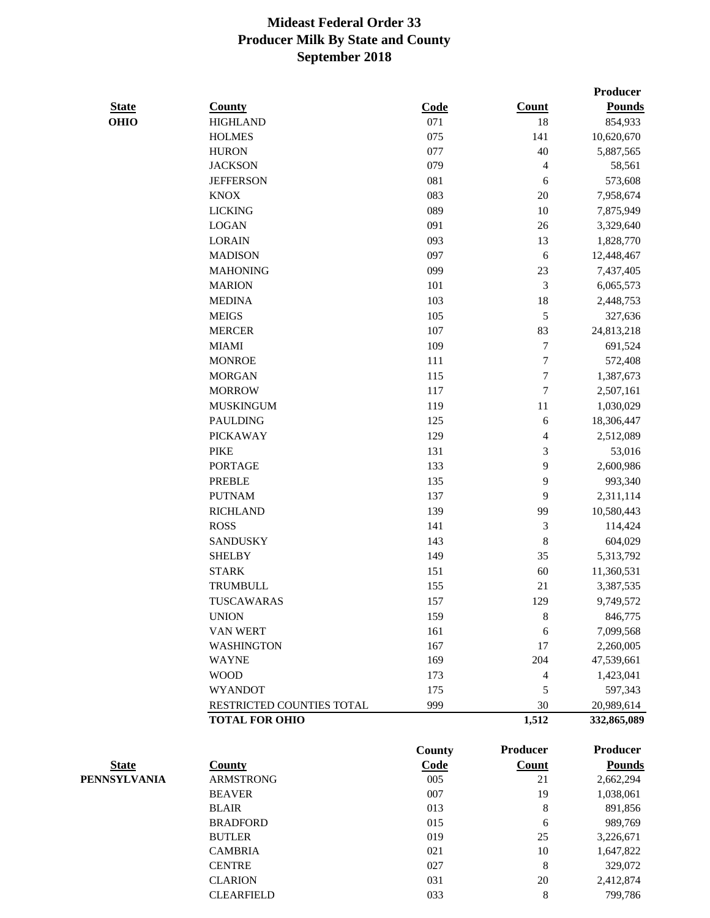# Mideast Federal Order 33
## Producer Milk By State and County
## September 2018

| State | County | Code | Count | Producer Pounds |
|---|---|---|---|---|
| OHIO | HIGHLAND | 071 | 18 | 854,933 |
| | HOLMES | 075 | 141 | 10,620,670 |
| | HURON | 077 | 40 | 5,887,565 |
| | JACKSON | 079 | 4 | 58,561 |
| | JEFFERSON | 081 | 6 | 573,608 |
| | KNOX | 083 | 20 | 7,958,674 |
| | LICKING | 089 | 10 | 7,875,949 |
| | LOGAN | 091 | 26 | 3,329,640 |
| | LORAIN | 093 | 13 | 1,828,770 |
| | MADISON | 097 | 6 | 12,448,467 |
| | MAHONING | 099 | 23 | 7,437,405 |
| | MARION | 101 | 3 | 6,065,573 |
| | MEDINA | 103 | 18 | 2,448,753 |
| | MEIGS | 105 | 5 | 327,636 |
| | MERCER | 107 | 83 | 24,813,218 |
| | MIAMI | 109 | 7 | 691,524 |
| | MONROE | 111 | 7 | 572,408 |
| | MORGAN | 115 | 7 | 1,387,673 |
| | MORROW | 117 | 7 | 2,507,161 |
| | MUSKINGUM | 119 | 11 | 1,030,029 |
| | PAULDING | 125 | 6 | 18,306,447 |
| | PICKAWAY | 129 | 4 | 2,512,089 |
| | PIKE | 131 | 3 | 53,016 |
| | PORTAGE | 133 | 9 | 2,600,986 |
| | PREBLE | 135 | 9 | 993,340 |
| | PUTNAM | 137 | 9 | 2,311,114 |
| | RICHLAND | 139 | 99 | 10,580,443 |
| | ROSS | 141 | 3 | 114,424 |
| | SANDUSKY | 143 | 8 | 604,029 |
| | SHELBY | 149 | 35 | 5,313,792 |
| | STARK | 151 | 60 | 11,360,531 |
| | TRUMBULL | 155 | 21 | 3,387,535 |
| | TUSCAWARAS | 157 | 129 | 9,749,572 |
| | UNION | 159 | 8 | 846,775 |
| | VAN WERT | 161 | 6 | 7,099,568 |
| | WASHINGTON | 167 | 17 | 2,260,005 |
| | WAYNE | 169 | 204 | 47,539,661 |
| | WOOD | 173 | 4 | 1,423,041 |
| | WYANDOT | 175 | 5 | 597,343 |
| | RESTRICTED COUNTIES TOTAL | 999 | 30 | 20,989,614 |
| | **TOTAL FOR OHIO** | | **1,512** | **332,865,089** |

| State | County | County Code | Producer Count | Producer Pounds |
|---|---|---|---|---|
| PENNSYLVANIA | ARMSTRONG | 005 | 21 | 2,662,294 |
| | BEAVER | 007 | 19 | 1,038,061 |
| | BLAIR | 013 | 8 | 891,856 |
| | BRADFORD | 015 | 6 | 989,769 |
| | BUTLER | 019 | 25 | 3,226,671 |
| | CAMBRIA | 021 | 10 | 1,647,822 |
| | CENTRE | 027 | 8 | 329,072 |
| | CLARION | 031 | 20 | 2,412,874 |
| | CLEARFIELD | 033 | 8 | 799,786 |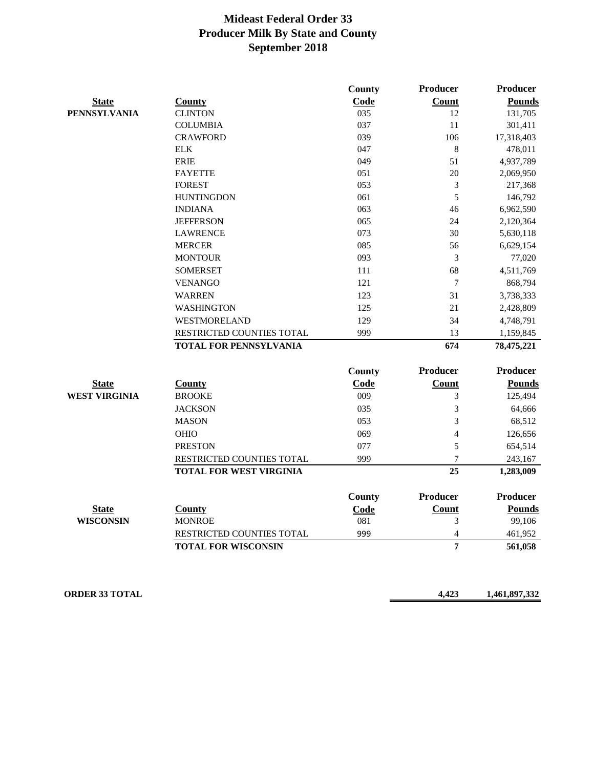# Mideast Federal Order 33
# Producer Milk By State and County
# September 2018

| State | County | County Code | Producer Count | Producer Pounds |
|---|---|---|---|---|
| PENNSYLVANIA | CLINTON | 035 | 12 | 131,705 |
| | COLUMBIA | 037 | 11 | 301,411 |
| | CRAWFORD | 039 | 106 | 17,318,403 |
| | ELK | 047 | 8 | 478,011 |
| | ERIE | 049 | 51 | 4,937,789 |
| | FAYETTE | 051 | 20 | 2,069,950 |
| | FOREST | 053 | 3 | 217,368 |
| | HUNTINGDON | 061 | 5 | 146,792 |
| | INDIANA | 063 | 46 | 6,962,590 |
| | JEFFERSON | 065 | 24 | 2,120,364 |
| | LAWRENCE | 073 | 30 | 5,630,118 |
| | MERCER | 085 | 56 | 6,629,154 |
| | MONTOUR | 093 | 3 | 77,020 |
| | SOMERSET | 111 | 68 | 4,511,769 |
| | VENANGO | 121 | 7 | 868,794 |
| | WARREN | 123 | 31 | 3,738,333 |
| | WASHINGTON | 125 | 21 | 2,428,809 |
| | WESTMORELAND | 129 | 34 | 4,748,791 |
| | RESTRICTED COUNTIES TOTAL | 999 | 13 | 1,159,845 |
| | **TOTAL FOR PENNSYLVANIA** | | **674** | **78,475,221** |

| State | County | County Code | Producer Count | Producer Pounds |
|---|---|---|---|---|
| WEST VIRGINIA | BROOKE | 009 | 3 | 125,494 |
| | JACKSON | 035 | 3 | 64,666 |
| | MASON | 053 | 3 | 68,512 |
| | OHIO | 069 | 4 | 126,656 |
| | PRESTON | 077 | 5 | 654,514 |
| | RESTRICTED COUNTIES TOTAL | 999 | 7 | 243,167 |
| | **TOTAL FOR WEST VIRGINIA** | | **25** | **1,283,009** |

| State | County | County Code | Producer Count | Producer Pounds |
|---|---|---|---|---|
| WISCONSIN | MONROE | 081 | 3 | 99,106 |
| | RESTRICTED COUNTIES TOTAL | 999 | 4 | 461,952 |
| | **TOTAL FOR WISCONSIN** | | **7** | **561,058** |

| | | | | |
|---|---|---|---|---|
| **ORDER 33 TOTAL** | | | **4,423** | **1,461,897,332** |